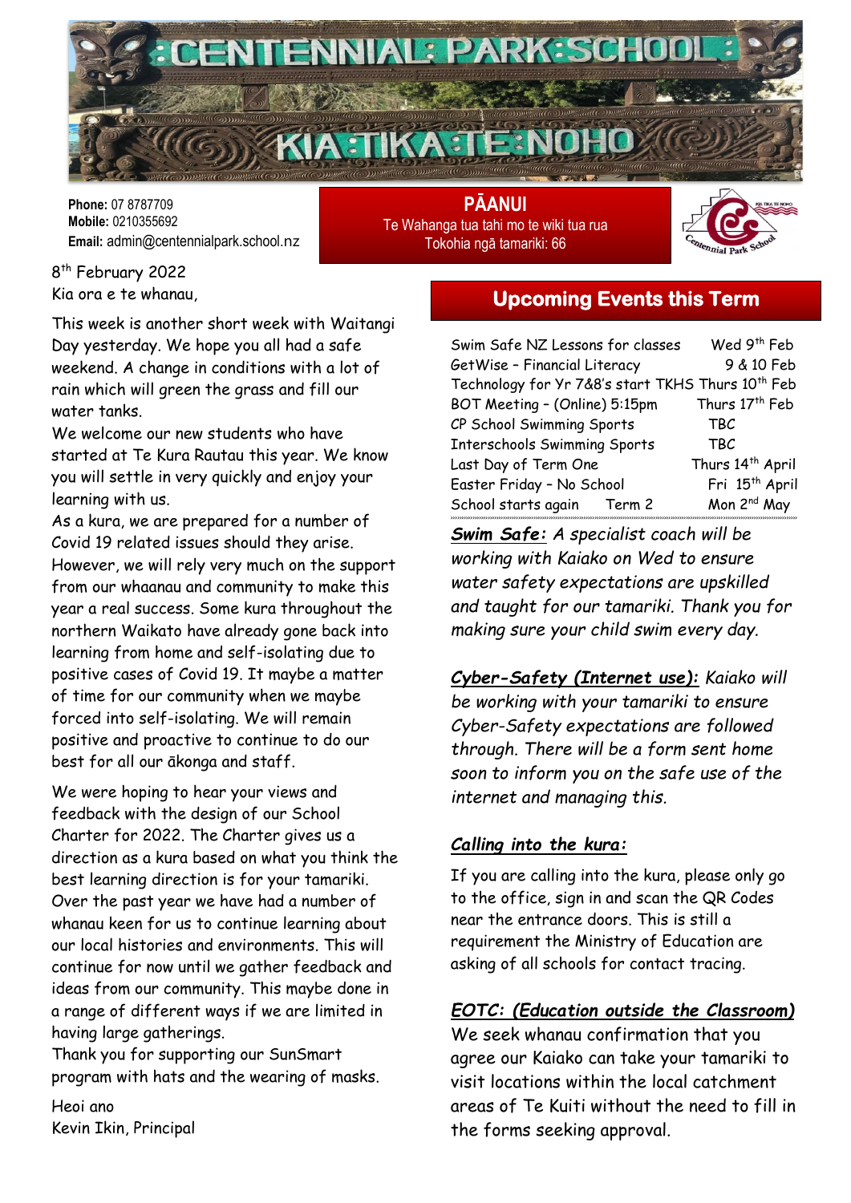# CENTENNIAL PARK SCHOOL

## KIA TIKA TE NOHO

**Phone:** 07 8787709
**Mobile:** 0210355692
**Email:** admin@centennialpark.school.nz

## PĀANUI

Te Wahanga tua tahi mo te wiki tua rua
Tokohia ngā tamariki: 66

8th February 2022

Kia ora e te whanau,

This week is another short week with Waitangi Day yesterday. We hope you all had a safe weekend. A change in conditions with a lot of rain which will green the grass and fill our water tanks.

We welcome our new students who have started at Te Kura Rautau this year. We know you will settle in very quickly and enjoy your learning with us.

As a kura, we are prepared for a number of Covid 19 related issues should they arise. However, we will rely very much on the support from our whaanau and community to make this year a real success. Some kura throughout the northern Waikato have already gone back into learning from home and self-isolating due to positive cases of Covid 19. It maybe a matter of time for our community when we maybe forced into self-isolating. We will remain positive and proactive to continue to do our best for all our ākonga and staff.

We were hoping to hear your views and feedback with the design of our School Charter for 2022. The Charter gives us a direction as a kura based on what you think the best learning direction is for your tamariki. Over the past year we have had a number of whanau keen for us to continue learning about our local histories and environments. This will continue for now until we gather feedback and ideas from our community. This maybe done in a range of different ways if we are limited in having large gatherings.

Thank you for supporting our SunSmart program with hats and the wearing of masks.

Heoi ano
Kevin Ikin, Principal

## Upcoming Events this Term

| Event | Date |
|---|---|
| Swim Safe NZ Lessons for classes | Wed 9th Feb |
| GetWise – Financial Literacy | 9 & 10 Feb |
| Technology for Yr 7&8's start TKHS | Thurs 10th Feb |
| BOT Meeting – (Online) 5:15pm | Thurs 17th Feb |
| CP School Swimming Sports | TBC |
| Interschools Swimming Sports | TBC |
| Last Day of Term One | Thurs 14th April |
| Easter Friday – No School | Fri 15th April |
| School starts again Term 2 | Mon 2nd May |

***Swim Safe:*** *A specialist coach will be working with Kaiako on Wed to ensure water safety expectations are upskilled and taught for our tamariki. Thank you for making sure your child swim every day.*

***Cyber-Safety (Internet use):*** *Kaiako will be working with your tamariki to ensure Cyber-Safety expectations are followed through. There will be a form sent home soon to inform you on the safe use of the internet and managing this.*

***Calling into the kura:***

If you are calling into the kura, please only go to the office, sign in and scan the QR Codes near the entrance doors. This is still a requirement the Ministry of Education are asking of all schools for contact tracing.

***EOTC: (Education outside the Classroom)***

We seek whanau confirmation that you agree our Kaiako can take your tamariki to visit locations within the local catchment areas of Te Kuiti without the need to fill in the forms seeking approval.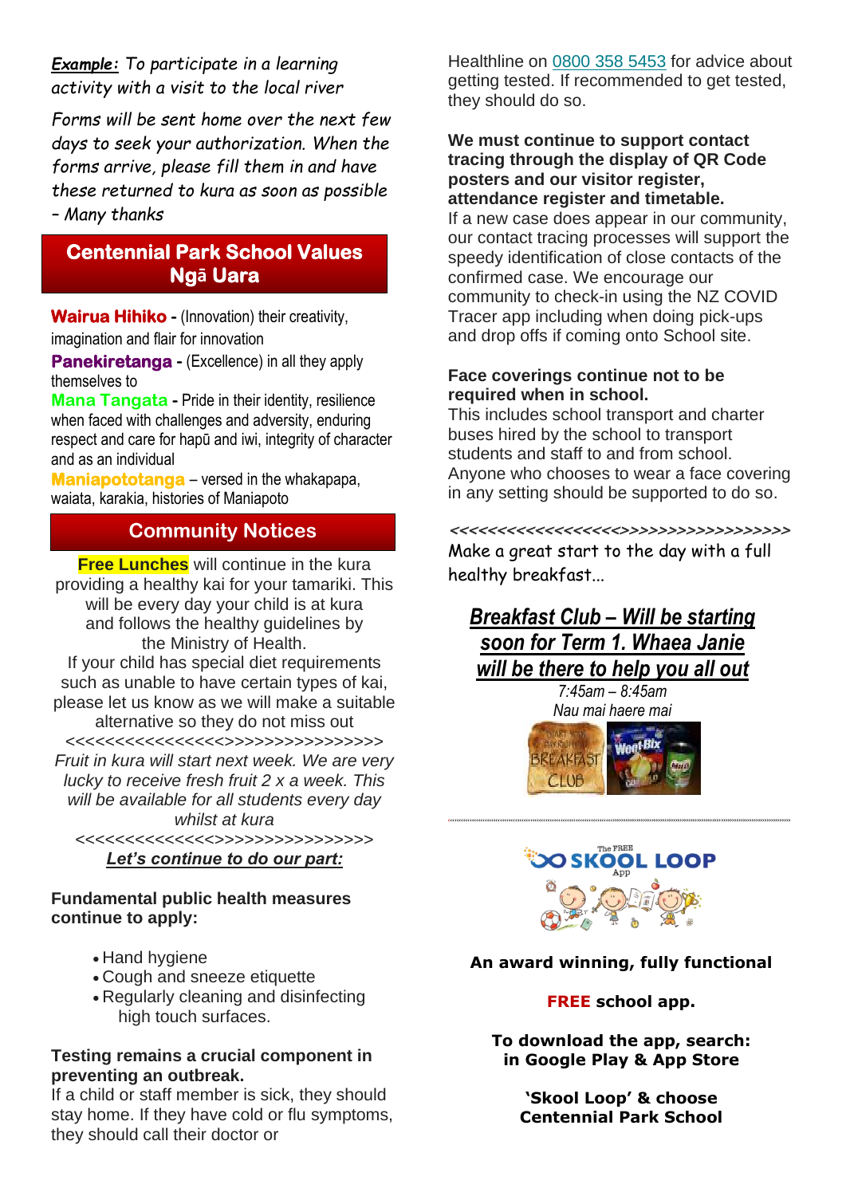***Example:*** *To participate in a learning activity with a visit to the local river*

*Forms will be sent home over the next few days to seek your authorization. When the forms arrive, please fill them in and have these returned to kura as soon as possible – Many thanks*

## Centennial Park School Values Ngā Uara

**Wairua Hihiko -** (Innovation) their creativity, imagination and flair for innovation

**Panekiretanga -** (Excellence) in all they apply themselves to

**Mana Tangata -** Pride in their identity, resilience when faced with challenges and adversity, enduring respect and care for hapū and iwi, integrity of character and as an individual

**Maniapototanga** – versed in the whakapapa, waiata, karakia, histories of Maniapoto

## Community Notices

**Free Lunches** will continue in the kura providing a healthy kai for your tamariki. This will be every day your child is at kura and follows the healthy guidelines by the Ministry of Health.

If your child has special diet requirements such as unable to have certain types of kai, please let us know as we will make a suitable alternative so they do not miss out

<<<<<<<<<<<<<<<<<<>>>>>>>>>>>>>>>>>

*Fruit in kura will start next week. We are very lucky to receive fresh fruit 2 x a week. This will be available for all students every day whilst at kura*

<<<<<<<<<<<<<<<<>>>>>>>>>>>>>>>>

***Let's continue to do our part:***

**Fundamental public health measures continue to apply:**

- Hand hygiene
- Cough and sneeze etiquette
- Regularly cleaning and disinfecting high touch surfaces.

**Testing remains a crucial component in preventing an outbreak.**

If a child or staff member is sick, they should stay home. If they have cold or flu symptoms, they should call their doctor or Healthline on 0800 358 5453 for advice about getting tested. If recommended to get tested, they should do so.

**We must continue to support contact tracing through the display of QR Code posters and our visitor register, attendance register and timetable.**

If a new case does appear in our community, our contact tracing processes will support the speedy identification of close contacts of the confirmed case. We encourage our community to check-in using the NZ COVID Tracer app including when doing pick-ups and drop offs if coming onto School site.

**Face coverings continue not to be required when in school.**

This includes school transport and charter buses hired by the school to transport students and staff to and from school. Anyone who chooses to wear a face covering in any setting should be supported to do so.

<<<<<<<<<<<<<<<<<<>>>>>>>>>>>>>>>>>>

Make a great start to the day with a full healthy breakfast...

***Breakfast Club – Will be starting soon for Term 1. Whaea Janie will be there to help you all out***

*7:45am – 8:45am*

*Nau mai haere mai*

The FREE **SKOOL LOOP** App

**An award winning, fully functional**

**FREE school app.**

**To download the app, search: in Google Play & App Store**

**'Skool Loop' & choose Centennial Park School**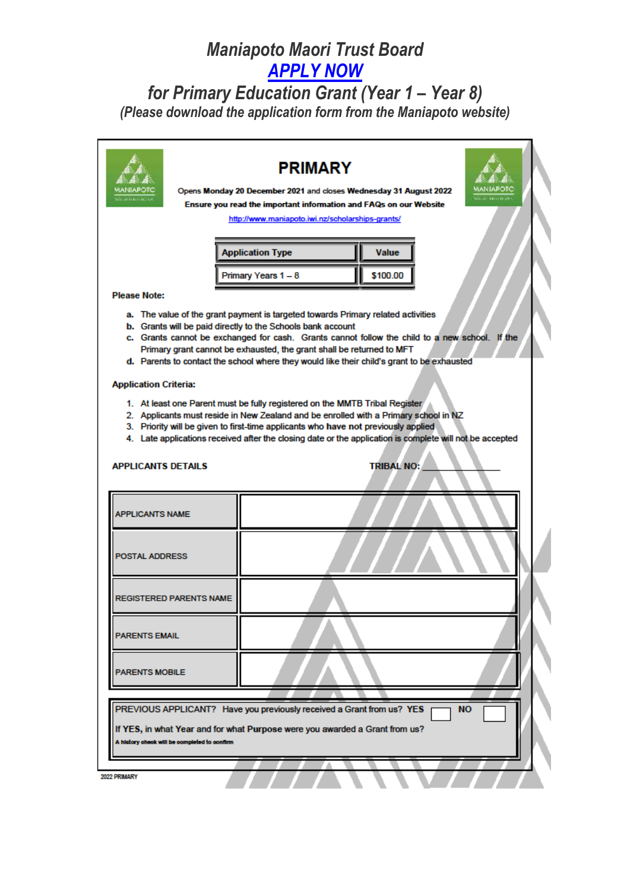# *Maniapoto Maori Trust Board*

## *APPLY NOW*

## *for Primary Education Grant (Year 1 – Year 8)*

*(Please download the application form from the Maniapoto website)*

MANIAPOTO

# PRIMARY

Opens **Monday 20 December 2021** and closes **Wednesday 31 August 2022**

**Ensure you read the important information and FAQs on our Website**

http://www.maniapoto.iwi.nz/scholarships-grants/

| Application Type | Value |
|---|---|
| Primary Years 1 – 8 | $100.00 |

**Please Note:**

- **a.** The value of the grant payment is targeted towards Primary related activities
- **b.** Grants will be paid directly to the Schools bank account
- **c.** Grants cannot be exchanged for cash. Grants cannot follow the child to a new school. If the Primary grant cannot be exhausted, the grant shall be returned to MFT
- **d.** Parents to contact the school where they would like their child's grant to be exhausted

**Application Criteria:**

1. At least one Parent must be fully registered on the MMTB Tribal Register
2. Applicants must reside in New Zealand and be enrolled with a Primary school in NZ
3. Priority will be given to first-time applicants who have not previously applied
4. Late applications received after the closing date or the application is complete will not be accepted

**APPLICANTS DETAILS** **TRIBAL NO:** _______________

| | |
|---|---|
| APPLICANTS NAME | |
| POSTAL ADDRESS | |
| REGISTERED PARENTS NAME | |
| PARENTS EMAIL | |
| PARENTS MOBILE | |

PREVIOUS APPLICANT? Have you previously received a Grant from us? **YES** ☐ **NO** ☐

If **YES**, in what **Year** and for what **Purpose** were you awarded a Grant from us?

**A history check will be completed to confirm**

2022 PRIMARY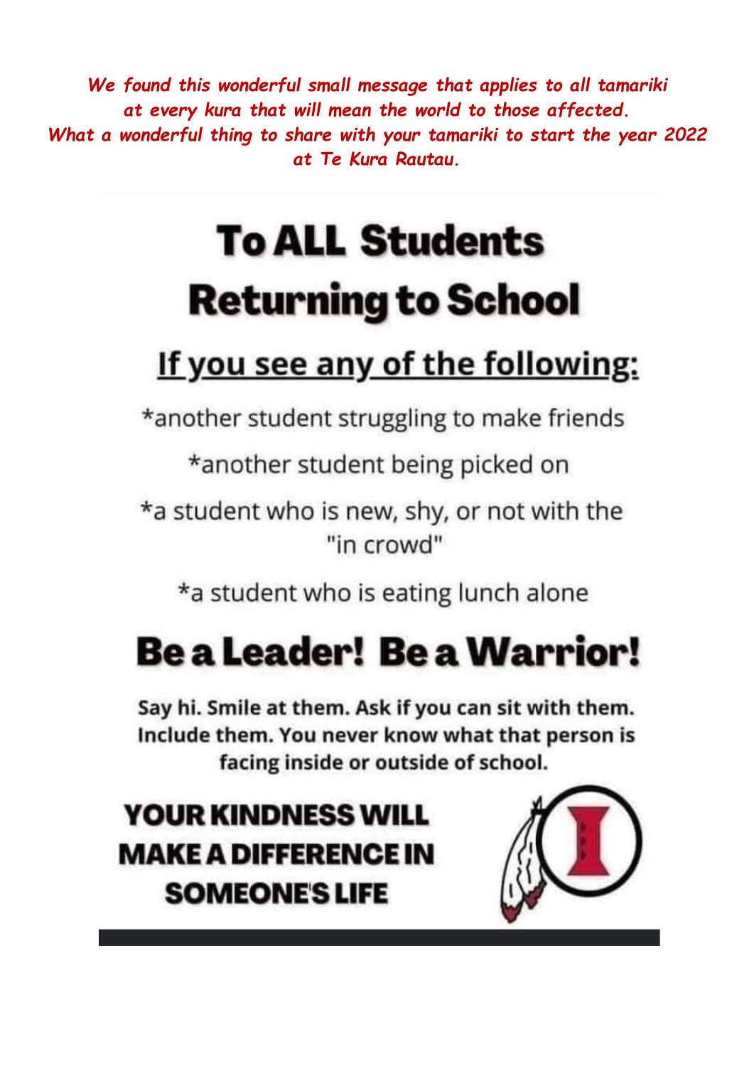*We found this wonderful small message that applies to all tamariki at every kura that will mean the world to those affected.*
*What a wonderful thing to share with your tamariki to start the year 2022 at Te Kura Rautau.*

# To ALL Students Returning to School

## If you see any of the following:

*another student struggling to make friends

*another student being picked on

*a student who is new, shy, or not with the "in crowd"

*a student who is eating lunch alone

# Be a Leader! Be a Warrior!

**Say hi. Smile at them. Ask if you can sit with them. Include them. You never know what that person is facing inside or outside of school.**

**YOUR KINDNESS WILL MAKE A DIFFERENCE IN SOMEONE'S LIFE**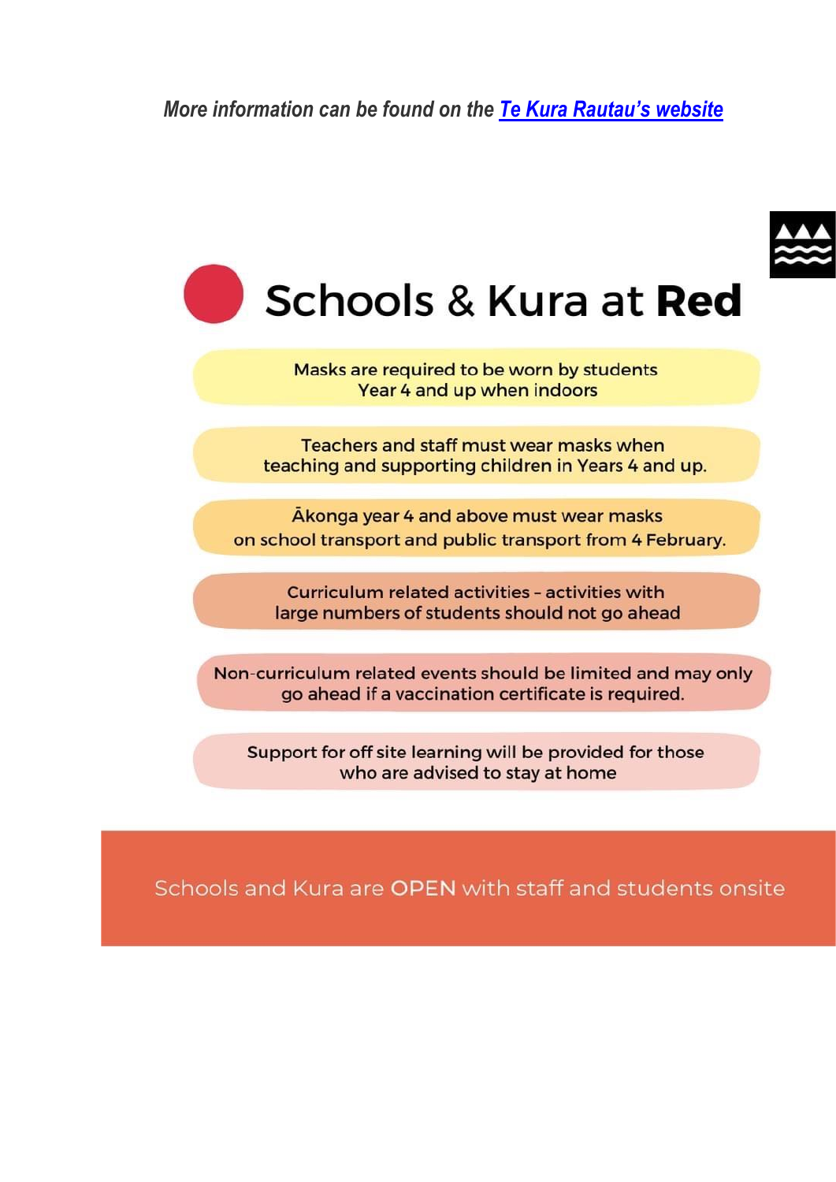*More information can be found on the [Te Kura Rautau's website]*

# Schools & Kura at **Red**

Masks are required to be worn by students Year 4 and up when indoors

Teachers and staff must wear masks when teaching and supporting children in Years 4 and up.

Ākonga year 4 and above must wear masks on school transport and public transport from 4 February.

Curriculum related activities - activities with large numbers of students should not go ahead

Non-curriculum related events should be limited and may only go ahead if a vaccination certificate is required.

Support for off site learning will be provided for those who are advised to stay at home

Schools and Kura are **OPEN** with staff and students onsite